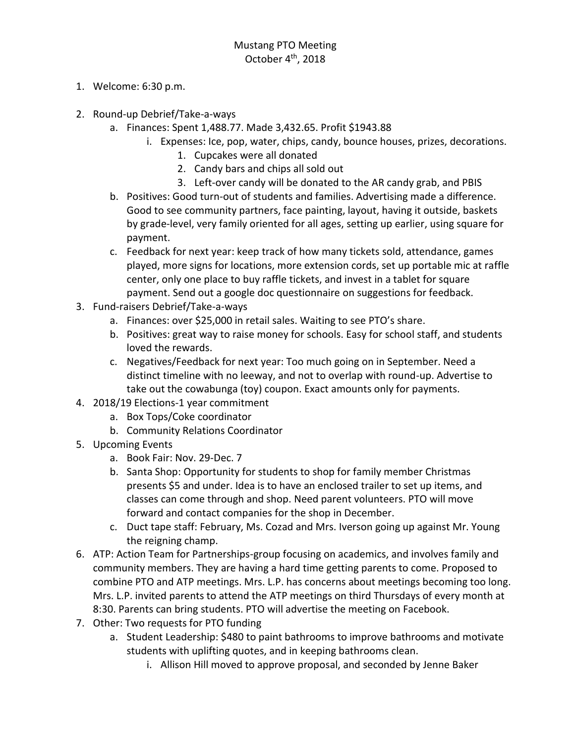# Mustang PTO Meeting
## October 4th, 2018

1. Welcome: 6:30 p.m.
2. Round-up Debrief/Take-a-ways
   a. Finances: Spent 1,488.77. Made 3,432.65. Profit $1943.88
      i. Expenses: Ice, pop, water, chips, candy, bounce houses, prizes, decorations.
         1. Cupcakes were all donated
         2. Candy bars and chips all sold out
         3. Left-over candy will be donated to the AR candy grab, and PBIS
   b. Positives: Good turn-out of students and families. Advertising made a difference. Good to see community partners, face painting, layout, having it outside, baskets by grade-level, very family oriented for all ages, setting up earlier, using square for payment.
   c. Feedback for next year: keep track of how many tickets sold, attendance, games played, more signs for locations, more extension cords, set up portable mic at raffle center, only one place to buy raffle tickets, and invest in a tablet for square payment. Send out a google doc questionnaire on suggestions for feedback.
3. Fund-raisers Debrief/Take-a-ways
   a. Finances: over $25,000 in retail sales. Waiting to see PTO's share.
   b. Positives: great way to raise money for schools. Easy for school staff, and students loved the rewards.
   c. Negatives/Feedback for next year: Too much going on in September. Need a distinct timeline with no leeway, and not to overlap with round-up. Advertise to take out the cowabunga (toy) coupon. Exact amounts only for payments.
4. 2018/19 Elections-1 year commitment
   a. Box Tops/Coke coordinator
   b. Community Relations Coordinator
5. Upcoming Events
   a. Book Fair: Nov. 29-Dec. 7
   b. Santa Shop: Opportunity for students to shop for family member Christmas presents $5 and under. Idea is to have an enclosed trailer to set up items, and classes can come through and shop. Need parent volunteers. PTO will move forward and contact companies for the shop in December.
   c. Duct tape staff: February, Ms. Cozad and Mrs. Iverson going up against Mr. Young the reigning champ.
6. ATP: Action Team for Partnerships-group focusing on academics, and involves family and community members. They are having a hard time getting parents to come. Proposed to combine PTO and ATP meetings. Mrs. L.P. has concerns about meetings becoming too long. Mrs. L.P. invited parents to attend the ATP meetings on third Thursdays of every month at 8:30. Parents can bring students. PTO will advertise the meeting on Facebook.
7. Other: Two requests for PTO funding
   a. Student Leadership: $480 to paint bathrooms to improve bathrooms and motivate students with uplifting quotes, and in keeping bathrooms clean.
      i. Allison Hill moved to approve proposal, and seconded by Jenne Baker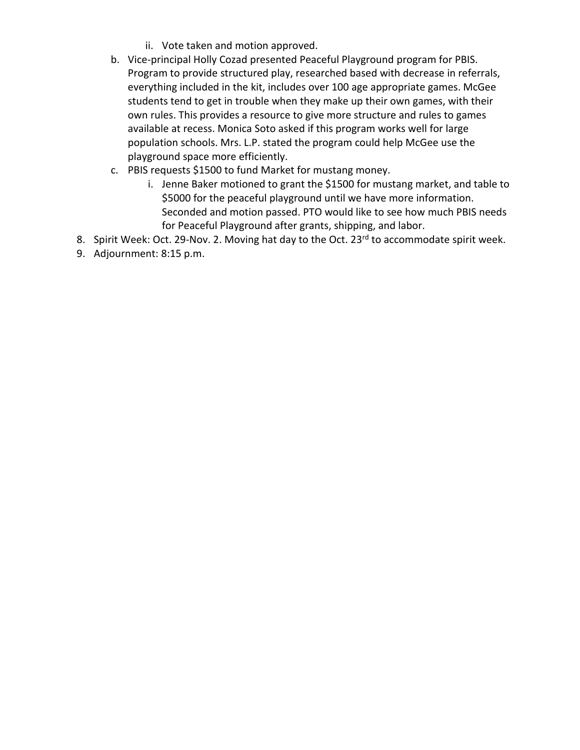ii. Vote taken and motion approved.

b. Vice-principal Holly Cozad presented Peaceful Playground program for PBIS. Program to provide structured play, researched based with decrease in referrals, everything included in the kit, includes over 100 age appropriate games. McGee students tend to get in trouble when they make up their own games, with their own rules. This provides a resource to give more structure and rules to games available at recess. Monica Soto asked if this program works well for large population schools. Mrs. L.P. stated the program could help McGee use the playground space more efficiently.

c. PBIS requests $1500 to fund Market for mustang money.

   i. Jenne Baker motioned to grant the $1500 for mustang market, and table to $5000 for the peaceful playground until we have more information. Seconded and motion passed. PTO would like to see how much PBIS needs for Peaceful Playground after grants, shipping, and labor.

8. Spirit Week: Oct. 29-Nov. 2. Moving hat day to the Oct. 23rd to accommodate spirit week.
9. Adjournment: 8:15 p.m.